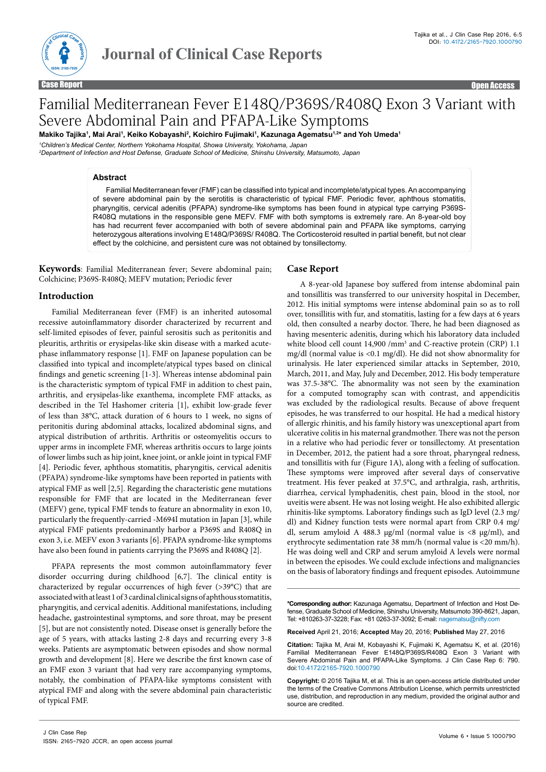# Familial Mediterranean Fever E148Q/P369S/R408Q Exon 3 Variant with Severe Abdominal Pain and PFAPA-Like Symptoms

**Makiko Tajika[1], Mai Arai[1], Keiko Kobayashi[2], Koichiro Fujimaki[1], Kazunaga Agematsu[1,2]* and Yoh Umeda[1]**

[1]*Children's Medical Center, Northern Yokohama Hospital, Showa University, Yokohama, Japan*
[2]*Department of Infection and Host Defense, Graduate School of Medicine, Shinshu University, Matsumoto, Japan*

## Abstract

Familial Mediterranean fever (FMF) can be classified into typical and incomplete/atypical types. An accompanying of severe abdominal pain by the serotitis is characteristic of typical FMF. Periodic fever, aphthous stomatitis, pharyngitis, cervical adenitis (PFAPA) syndrome-like symptoms has been found in atypical type carrying P369S-R408Q mutations in the responsible gene MEFV. FMF with both symptoms is extremely rare. An 8-year-old boy has had recurrent fever accompanied with both of severe abdominal pain and PFAPA like symptoms, carrying heterozygous alterations involving E148Q/P369S/ R408Q. The Corticosteroid resulted in partial benefit, but not clear effect by the colchicine, and persistent cure was not obtained by tonsillectomy.

**Keywords**: Familial Mediterranean fever; Severe abdominal pain; Colchicine; P369S-R408Q; MEFV mutation; Periodic fever

## Introduction

Familial Mediterranean fever (FMF) is an inherited autosomal recessive autoinflammatory disorder characterized by recurrent and self-limited episodes of fever, painful serositis such as peritonitis and pleuritis, arthritis or erysipelas-like skin disease with a marked acute-phase inflammatory response [1]. FMF on Japanese population can be classified into typical and incomplete/atypical types based on clinical findings and genetic screening [1-3]. Whereas intense abdominal pain is the characteristic symptom of typical FMF in addition to chest pain, arthritis, and erysipelas-like exanthema, incomplete FMF attacks, as described in the Tel Hashomer criteria [1], exhibit low-grade fever of less than 38°C, attack duration of 6 hours to 1 week, no signs of peritonitis during abdominal attacks, localized abdominal signs, and atypical distribution of arthritis. Arthritis or osteomyelitis occurs to upper arms in incomplete FMF, whereas arthritis occurs to large joints of lower limbs such as hip joint, knee joint, or ankle joint in typical FMF [4]. Periodic fever, aphthous stomatitis, pharyngitis, cervical adenitis (PFAPA) syndrome-like symptoms have been reported in patients with atypical FMF as well [2,5]. Regarding the characteristic gene mutations responsible for FMF that are located in the Mediterranean fever (MEFV) gene, typical FMF tends to feature an abnormality in exon 10, particularly the frequently-carried -M694I mutation in Japan [3], while atypical FMF patients predominantly harbor a P369S and R408Q in exon 3, i.e. MEFV exon 3 variants [6]. PFAPA syndrome-like symptoms have also been found in patients carrying the P369S and R408Q [2].

PFAPA represents the most common autoinflammatory fever disorder occurring during childhood [6,7]. The clinical entity is characterized by regular occurrences of high fever (>39°C) that are associated with at least 1 of 3 cardinal clinical signs of aphthous stomatitis, pharyngitis, and cervical adenitis. Additional manifestations, including headache, gastrointestinal symptoms, and sore throat, may be present [5], but are not consistently noted. Disease onset is generally before the age of 5 years, with attacks lasting 2-8 days and recurring every 3-8 weeks. Patients are asymptomatic between episodes and show normal growth and development [8]. Here we describe the first known case of an FMF exon 3 variant that had very rare accompanying symptoms, notably, the combination of PFAPA-like symptoms consistent with atypical FMF and along with the severe abdominal pain characteristic of typical FMF.

## Case Report

A 8-year-old Japanese boy suffered from intense abdominal pain and tonsillitis was transferred to our university hospital in December, 2012. His initial symptoms were intense abdominal pain so as to roll over, tonsillitis with fur, and stomatitis, lasting for a few days at 6 years old, then consulted a nearby doctor. There, he had been diagnosed as having mesenteric adenitis, during which his laboratory data included white blood cell count 14,900 /mm$^3$ and C-reactive protein (CRP) 1.1 mg/dl (normal value is <0.1 mg/dl). He did not show abnormality for urinalysis. He later experienced similar attacks in September, 2010, March, 2011, and May, July and December, 2012. His body temperature was 37.5-38°C. The abnormality was not seen by the examination for a computed tomography scan with contrast, and appendicitis was excluded by the radiological results. Because of above frequent episodes, he was transferred to our hospital. He had a medical history of allergic rhinitis, and his family history was unexceptional apart from ulcerative colitis in his maternal grandmother. There was not the person in a relative who had periodic fever or tonsillectomy. At presentation in December, 2012, the patient had a sore throat, pharyngeal redness, and tonsillitis with fur (Figure 1A), along with a feeling of suffocation. These symptoms were improved after several days of conservative treatment. His fever peaked at 37.5°C, and arthralgia, rash, arthritis, diarrhea, cervical lymphadenitis, chest pain, blood in the stool, nor uveitis were absent. He was not losing weight. He also exhibited allergic rhinitis-like symptoms. Laboratory findings such as IgD level (2.3 mg/dl) and Kidney function tests were normal apart from CRP 0.4 mg/dl, serum amyloid A 488.3 μg/ml (normal value is <8 μg/ml), and erythrocyte sedimentation rate 38 mm/h (normal value is <20 mm/h). He was doing well and CRP and serum amyloid A levels were normal in between the episodes. We could exclude infections and malignancies on the basis of laboratory findings and frequent episodes. Autoimmune

**\*Corresponding author:** Kazunaga Agematsu, Department of Infection and Host Defense, Graduate School of Medicine, Shinshu University, Matsumoto 390-8621, Japan, Tel: +810263-37-3228; Fax: +81 0263-37-3092; E-mail: nagematsu@nifty.com

**Received** April 21, 2016; **Accepted** May 20, 2016; **Published** May 27, 2016

**Citation:** Tajika M, Arai M, Kobayashi K, Fujimaki K, Agematsu K, et al. (2016) Familial Mediterranean Fever E148Q/P369S/R408Q Exon 3 Variant with Severe Abdominal Pain and PFAPA-Like Symptoms. J Clin Case Rep 6: 790. doi:10.4172/2165-7920.1000790

**Copyright:** © 2016 Tajika M, et al. This is an open-access article distributed under the terms of the Creative Commons Attribution License, which permits unrestricted use, distribution, and reproduction in any medium, provided the original author and source are credited.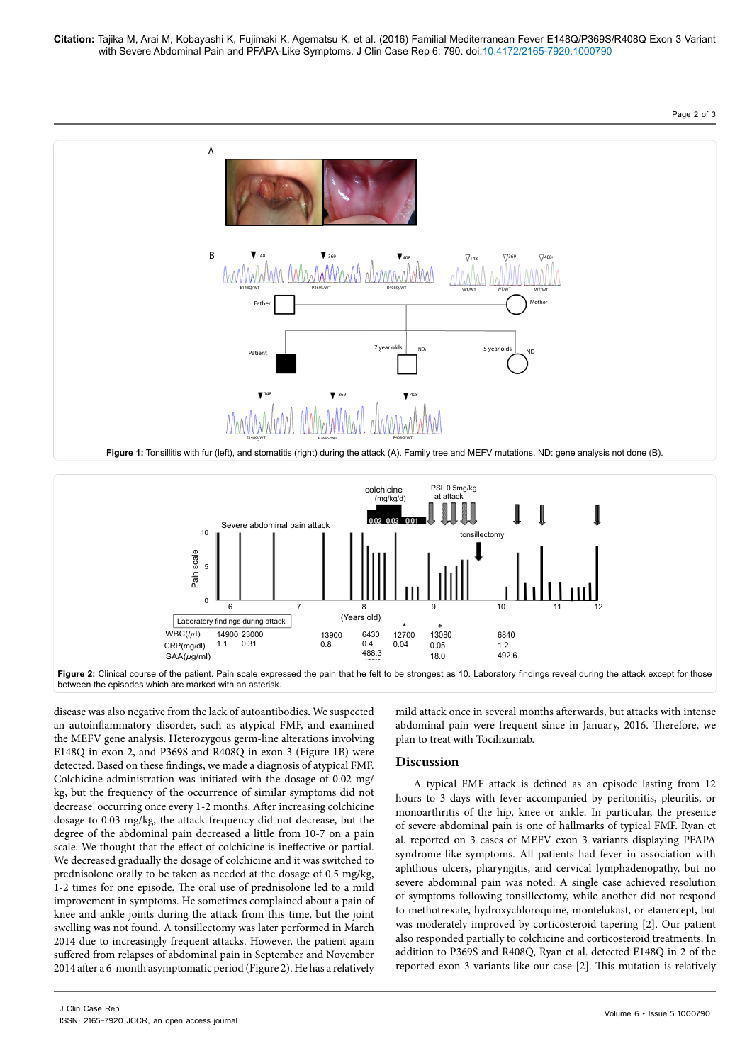Figure 1: Tonsillitis with fur (left), and stomatitis (right) during the attack (A). Family tree and MEFV mutations. ND: gene analysis not done (B).

Figure 2: Clinical course of the patient. Pain scale expressed the pain that he felt to be strongest as 10. Laboratory findings reveal during the attack except for those between the episodes which are marked with an asterisk.

disease was also negative from the lack of autoantibodies. We suspected an autoinflammatory disorder, such as atypical FMF, and examined the MEFV gene analysis. Heterozygous germ-line alterations involving E148Q in exon 2, and P369S and R408Q in exon 3 (Figure 1B) were detected. Based on these findings, we made a diagnosis of atypical FMF. Colchicine administration was initiated with the dosage of 0.02 mg/kg, but the frequency of the occurrence of similar symptoms did not decrease, occurring once every 1-2 months. After increasing colchicine dosage to 0.03 mg/kg, the attack frequency did not decrease, but the degree of the abdominal pain decreased a little from 10-7 on a pain scale. We thought that the effect of colchicine is ineffective or partial. We decreased gradually the dosage of colchicine and it was switched to prednisolone orally to be taken as needed at the dosage of 0.5 mg/kg, 1-2 times for one episode. The oral use of prednisolone led to a mild improvement in symptoms. He sometimes complained about a pain of knee and ankle joints during the attack from this time, but the joint swelling was not found. A tonsillectomy was later performed in March 2014 due to increasingly frequent attacks. However, the patient again suffered from relapses of abdominal pain in September and November 2014 after a 6-month asymptomatic period (Figure 2). He has a relatively mild attack once in several months afterwards, but attacks with intense abdominal pain were frequent since in January, 2016. Therefore, we plan to treat with Tocilizumab.

## Discussion

A typical FMF attack is defined as an episode lasting from 12 hours to 3 days with fever accompanied by peritonitis, pleuritis, or monoarthritis of the hip, knee or ankle. In particular, the presence of severe abdominal pain is one of hallmarks of typical FMF. Ryan et al. reported on 3 cases of MEFV exon 3 variants displaying PFAPA syndrome-like symptoms. All patients had fever in association with aphthous ulcers, pharyngitis, and cervical lymphadenopathy, but no severe abdominal pain was noted. A single case achieved resolution of symptoms following tonsillectomy, while another did not respond to methotrexate, hydroxychloroquine, montelukast, or etanercept, but was moderately improved by corticosteroid tapering [2]. Our patient also responded partially to colchicine and corticosteroid treatments. In addition to P369S and R408Q, Ryan et al. detected E148Q in 2 of the reported exon 3 variants like our case [2]. This mutation is relatively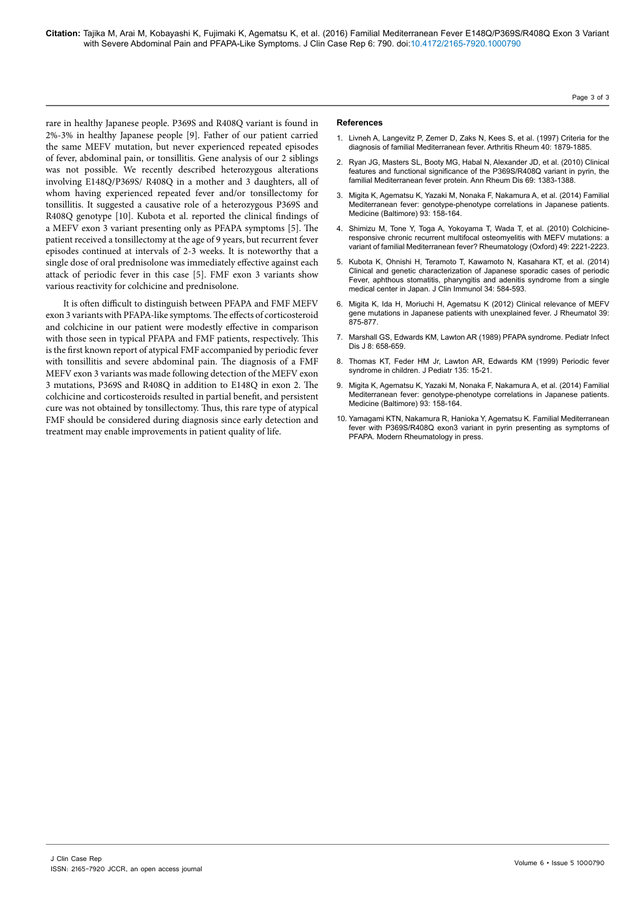rare in healthy Japanese people. P369S and R408Q variant is found in 2%-3% in healthy Japanese people [9]. Father of our patient carried the same MEFV mutation, but never experienced repeated episodes of fever, abdominal pain, or tonsillitis. Gene analysis of our 2 siblings was not possible. We recently described heterozygous alterations involving E148Q/P369S/ R408Q in a mother and 3 daughters, all of whom having experienced repeated fever and/or tonsillectomy for tonsillitis. It suggested a causative role of a heterozygous P369S and R408Q genotype [10]. Kubota et al. reported the clinical findings of a MEFV exon 3 variant presenting only as PFAPA symptoms [5]. The patient received a tonsillectomy at the age of 9 years, but recurrent fever episodes continued at intervals of 2-3 weeks. It is noteworthy that a single dose of oral prednisolone was immediately effective against each attack of periodic fever in this case [5]. FMF exon 3 variants show various reactivity for colchicine and prednisolone.

It is often difficult to distinguish between PFAPA and FMF MEFV exon 3 variants with PFAPA-like symptoms. The effects of corticosteroid and colchicine in our patient were modestly effective in comparison with those seen in typical PFAPA and FMF patients, respectively. This is the first known report of atypical FMF accompanied by periodic fever with tonsillitis and severe abdominal pain. The diagnosis of a FMF MEFV exon 3 variants was made following detection of the MEFV exon 3 mutations, P369S and R408Q in addition to E148Q in exon 2. The colchicine and corticosteroids resulted in partial benefit, and persistent cure was not obtained by tonsillectomy. Thus, this rare type of atypical FMF should be considered during diagnosis since early detection and treatment may enable improvements in patient quality of life.

## References

1. Livneh A, Langevitz P, Zemer D, Zaks N, Kees S, et al. (1997) Criteria for the diagnosis of familial Mediterranean fever. Arthritis Rheum 40: 1879-1885.
2. Ryan JG, Masters SL, Booty MG, Habal N, Alexander JD, et al. (2010) Clinical features and functional significance of the P369S/R408Q variant in pyrin, the familial Mediterranean fever protein. Ann Rheum Dis 69: 1383-1388.
3. Migita K, Agematsu K, Yazaki M, Nonaka F, Nakamura A, et al. (2014) Familial Mediterranean fever: genotype-phenotype correlations in Japanese patients. Medicine (Baltimore) 93: 158-164.
4. Shimizu M, Tone Y, Toga A, Yokoyama T, Wada T, et al. (2010) Colchicine-responsive chronic recurrent multifocal osteomyelitis with MEFV mutations: a variant of familial Mediterranean fever? Rheumatology (Oxford) 49: 2221-2223.
5. Kubota K, Ohnishi H, Teramoto T, Kawamoto N, Kasahara KT, et al. (2014) Clinical and genetic characterization of Japanese sporadic cases of periodic Fever, aphthous stomatitis, pharyngitis and adenitis syndrome from a single medical center in Japan. J Clin Immunol 34: 584-593.
6. Migita K, Ida H, Moriuchi H, Agematsu K (2012) Clinical relevance of MEFV gene mutations in Japanese patients with unexplained fever. J Rheumatol 39: 875-877.
7. Marshall GS, Edwards KM, Lawton AR (1989) PFAPA syndrome. Pediatr Infect Dis J 8: 658-659.
8. Thomas KT, Feder HM Jr, Lawton AR, Edwards KM (1999) Periodic fever syndrome in children. J Pediatr 135: 15-21.
9. Migita K, Agematsu K, Yazaki M, Nonaka F, Nakamura A, et al. (2014) Familial Mediterranean fever: genotype-phenotype correlations in Japanese patients. Medicine (Baltimore) 93: 158-164.
10. Yamagami KTN, Nakamura R, Hanioka Y, Agematsu K. Familial Mediterranean fever with P369S/R408Q exon3 variant in pyrin presenting as symptoms of PFAPA. Modern Rheumatology in press.